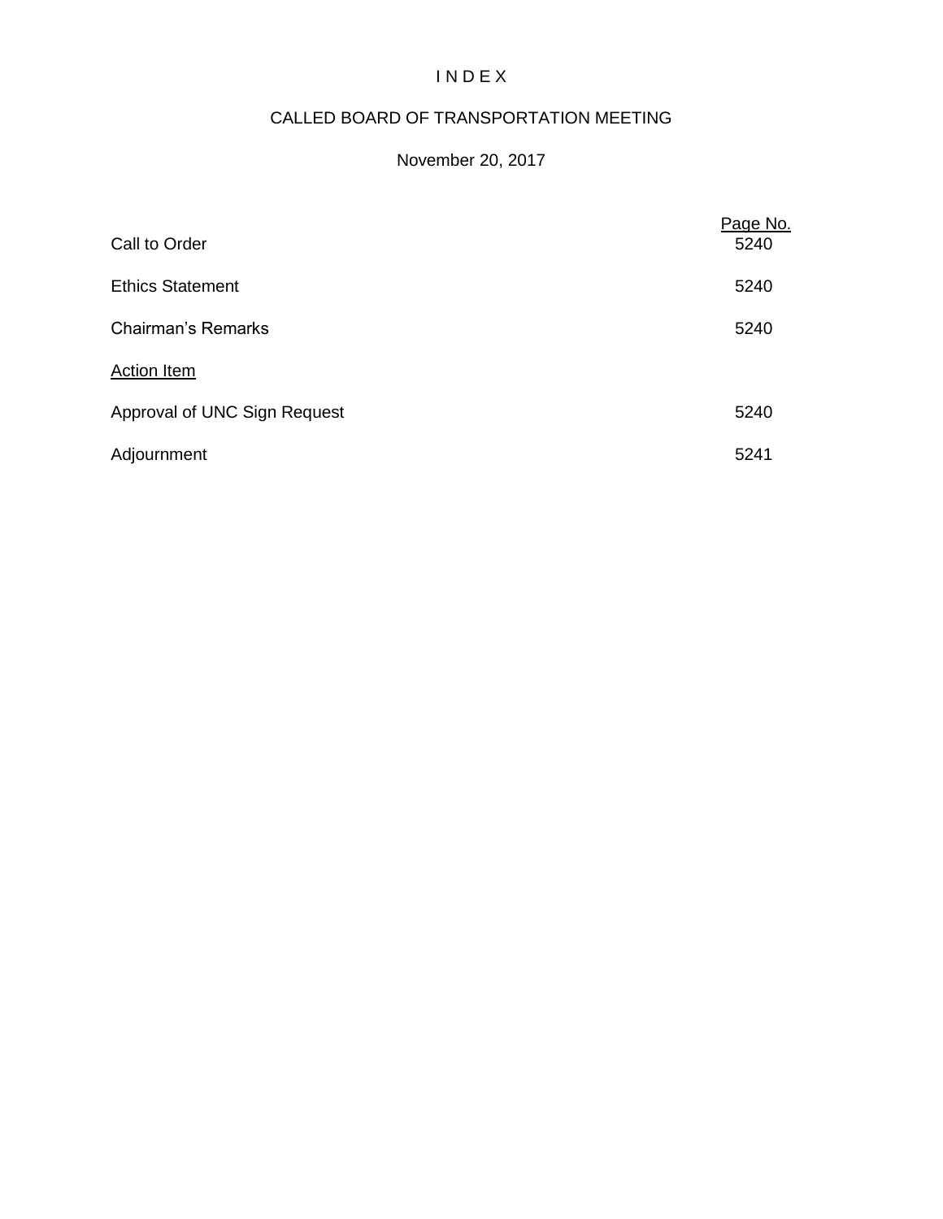# I N D E X

## CALLED BOARD OF TRANSPORTATION MEETING

### November 20, 2017

| | Page No. |
|---|---|
| Call to Order | 5240 |
| Ethics Statement | 5240 |
| Chairman's Remarks | 5240 |
| Action Item | |
| Approval of UNC Sign Request | 5240 |
| Adjournment | 5241 |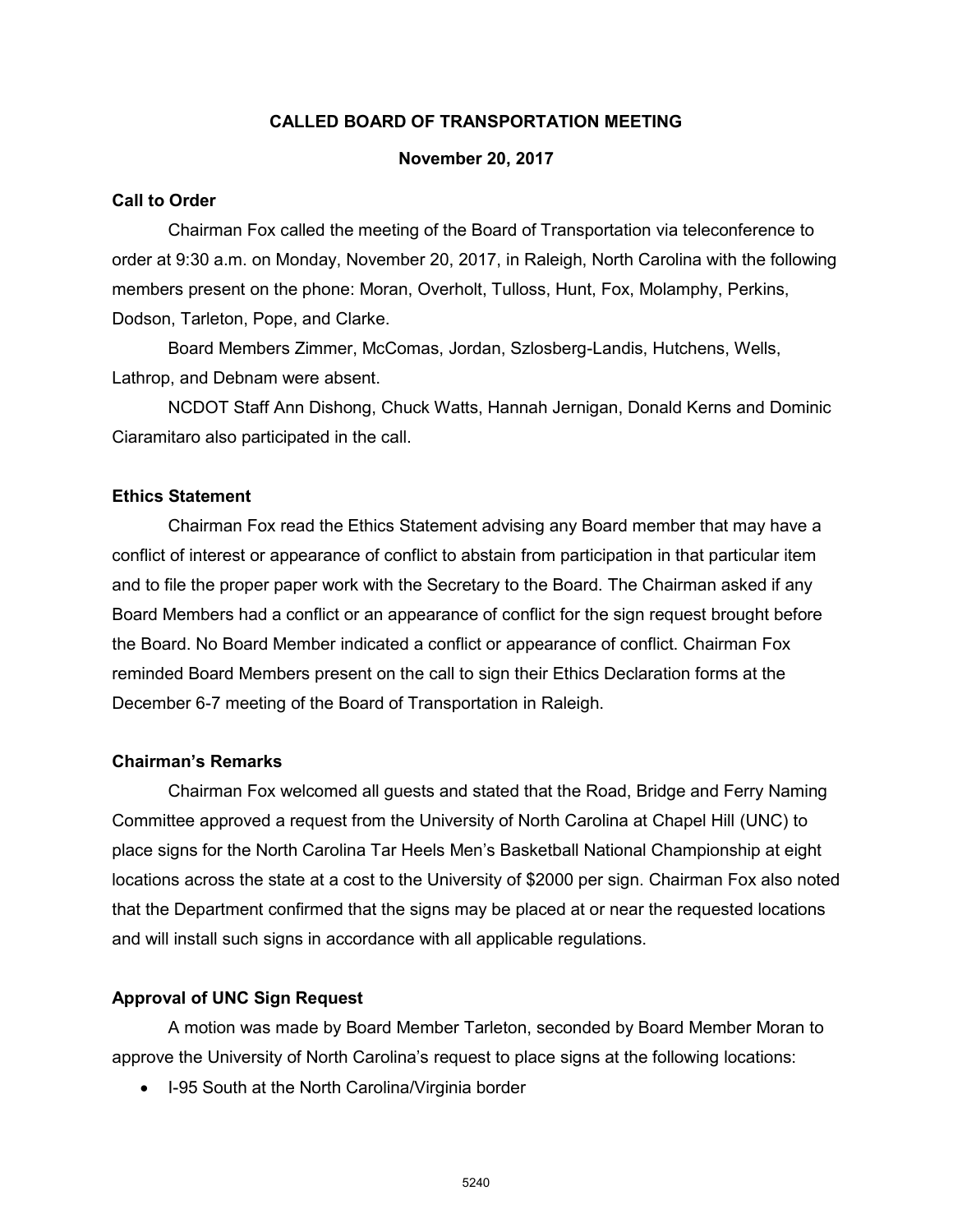**CALLED BOARD OF TRANSPORTATION MEETING**

**November 20, 2017**

### Call to Order

Chairman Fox called the meeting of the Board of Transportation via teleconference to order at 9:30 a.m. on Monday, November 20, 2017, in Raleigh, North Carolina with the following members present on the phone: Moran, Overholt, Tulloss, Hunt, Fox, Molamphy, Perkins, Dodson, Tarleton, Pope, and Clarke.

Board Members Zimmer, McComas, Jordan, Szlosberg-Landis, Hutchens, Wells, Lathrop, and Debnam were absent.

NCDOT Staff Ann Dishong, Chuck Watts, Hannah Jernigan, Donald Kerns and Dominic Ciaramitaro also participated in the call.

### Ethics Statement

Chairman Fox read the Ethics Statement advising any Board member that may have a conflict of interest or appearance of conflict to abstain from participation in that particular item and to file the proper paper work with the Secretary to the Board. The Chairman asked if any Board Members had a conflict or an appearance of conflict for the sign request brought before the Board. No Board Member indicated a conflict or appearance of conflict. Chairman Fox reminded Board Members present on the call to sign their Ethics Declaration forms at the December 6-7 meeting of the Board of Transportation in Raleigh.

### Chairman's Remarks

Chairman Fox welcomed all guests and stated that the Road, Bridge and Ferry Naming Committee approved a request from the University of North Carolina at Chapel Hill (UNC) to place signs for the North Carolina Tar Heels Men's Basketball National Championship at eight locations across the state at a cost to the University of $2000 per sign. Chairman Fox also noted that the Department confirmed that the signs may be placed at or near the requested locations and will install such signs in accordance with all applicable regulations.

### Approval of UNC Sign Request

A motion was made by Board Member Tarleton, seconded by Board Member Moran to approve the University of North Carolina's request to place signs at the following locations:

- I-95 South at the North Carolina/Virginia border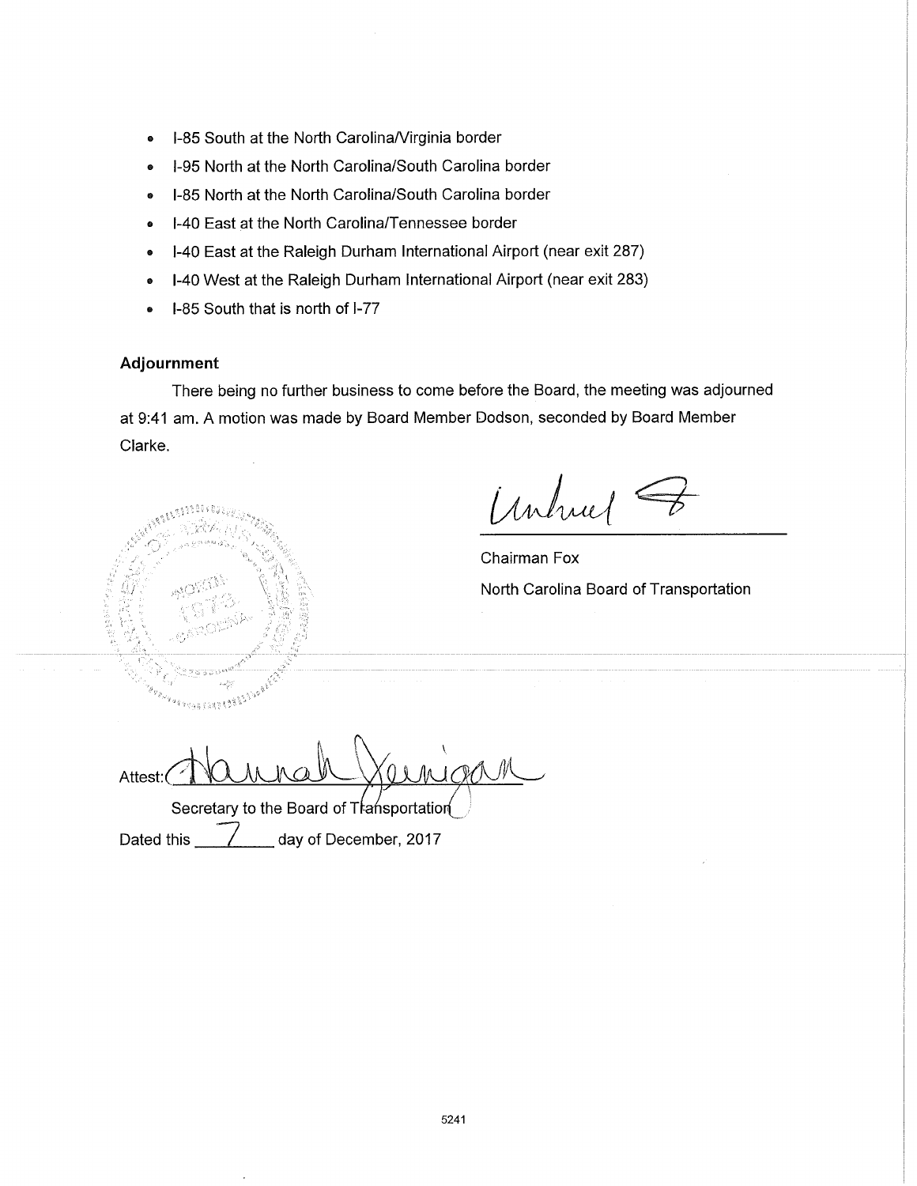- I-85 South at the North Carolina/Virginia border
- I-95 North at the North Carolina/South Carolina border
- I-85 North at the North Carolina/South Carolina border
- I-40 East at the North Carolina/Tennessee border
- I-40 East at the Raleigh Durham International Airport (near exit 287)
- I-40 West at the Raleigh Durham International Airport (near exit 283)
- I-85 South that is north of I-77

**Adjournment**

There being no further business to come before the Board, the meeting was adjourned at 9:41 am. A motion was made by Board Member Dodson, seconded by Board Member Clarke.

Chairman Fox
North Carolina Board of Transportation

Attest:
Secretary to the Board of Transportation

Dated this 7 day of December, 2017